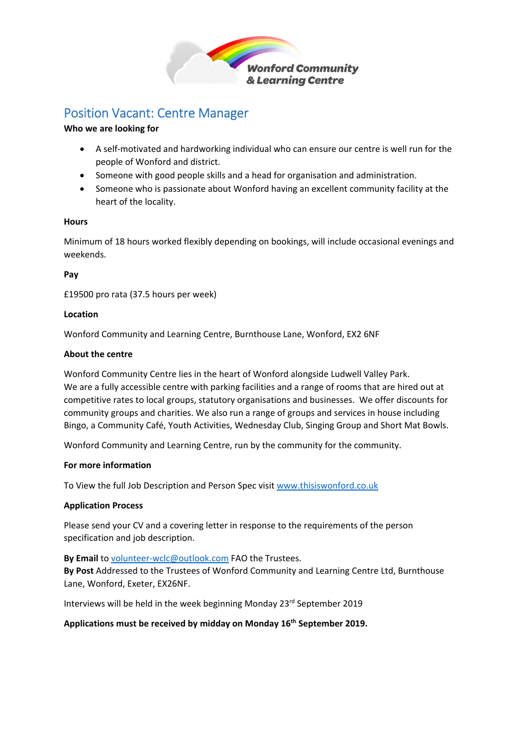Wonford Community & Learning Centre

# Position Vacant: Centre Manager

**Who we are looking for**

- A self-motivated and hardworking individual who can ensure our centre is well run for the people of Wonford and district.
- Someone with good people skills and a head for organisation and administration.
- Someone who is passionate about Wonford having an excellent community facility at the heart of the locality.

**Hours**

Minimum of 18 hours worked flexibly depending on bookings, will include occasional evenings and weekends.

**Pay**

£19500 pro rata (37.5 hours per week)

**Location**

Wonford Community and Learning Centre, Burnthouse Lane, Wonford, EX2 6NF

**About the centre**

Wonford Community Centre lies in the heart of Wonford alongside Ludwell Valley Park.
We are a fully accessible centre with parking facilities and a range of rooms that are hired out at competitive rates to local groups, statutory organisations and businesses. We offer discounts for community groups and charities. We also run a range of groups and services in house including Bingo, a Community Café, Youth Activities, Wednesday Club, Singing Group and Short Mat Bowls.

Wonford Community and Learning Centre, run by the community for the community.

**For more information**

To View the full Job Description and Person Spec visit www.thisiswonford.co.uk

**Application Process**

Please send your CV and a covering letter in response to the requirements of the person specification and job description.

**By Email** to volunteer-wclc@outlook.com FAO the Trustees.
**By Post** Addressed to the Trustees of Wonford Community and Learning Centre Ltd, Burnthouse Lane, Wonford, Exeter, EX26NF.

Interviews will be held in the week beginning Monday 23rd September 2019

**Applications must be received by midday on Monday 16th September 2019.**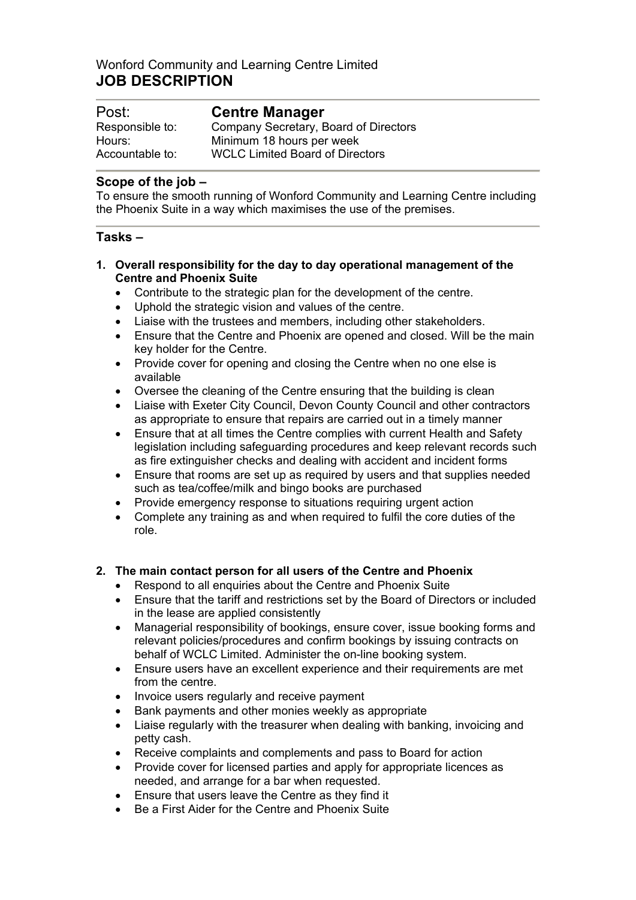Wonford Community and Learning Centre Limited

# JOB DESCRIPTION

| | |
|---|---|
| Post: | **Centre Manager** |
| Responsible to: | Company Secretary, Board of Directors |
| Hours: | Minimum 18 hours per week |
| Accountable to: | WCLC Limited Board of Directors |

## Scope of the job –

To ensure the smooth running of Wonford Community and Learning Centre including the Phoenix Suite in a way which maximises the use of the premises.

## Tasks –

1. **Overall responsibility for the day to day operational management of the Centre and Phoenix Suite**
   - Contribute to the strategic plan for the development of the centre.
   - Uphold the strategic vision and values of the centre.
   - Liaise with the trustees and members, including other stakeholders.
   - Ensure that the Centre and Phoenix are opened and closed. Will be the main key holder for the Centre.
   - Provide cover for opening and closing the Centre when no one else is available
   - Oversee the cleaning of the Centre ensuring that the building is clean
   - Liaise with Exeter City Council, Devon County Council and other contractors as appropriate to ensure that repairs are carried out in a timely manner
   - Ensure that at all times the Centre complies with current Health and Safety legislation including safeguarding procedures and keep relevant records such as fire extinguisher checks and dealing with accident and incident forms
   - Ensure that rooms are set up as required by users and that supplies needed such as tea/coffee/milk and bingo books are purchased
   - Provide emergency response to situations requiring urgent action
   - Complete any training as and when required to fulfil the core duties of the role.

2. **The main contact person for all users of the Centre and Phoenix**
   - Respond to all enquiries about the Centre and Phoenix Suite
   - Ensure that the tariff and restrictions set by the Board of Directors or included in the lease are applied consistently
   - Managerial responsibility of bookings, ensure cover, issue booking forms and relevant policies/procedures and confirm bookings by issuing contracts on behalf of WCLC Limited. Administer the on-line booking system.
   - Ensure users have an excellent experience and their requirements are met from the centre.
   - Invoice users regularly and receive payment
   - Bank payments and other monies weekly as appropriate
   - Liaise regularly with the treasurer when dealing with banking, invoicing and petty cash.
   - Receive complaints and complements and pass to Board for action
   - Provide cover for licensed parties and apply for appropriate licences as needed, and arrange for a bar when requested.
   - Ensure that users leave the Centre as they find it
   - Be a First Aider for the Centre and Phoenix Suite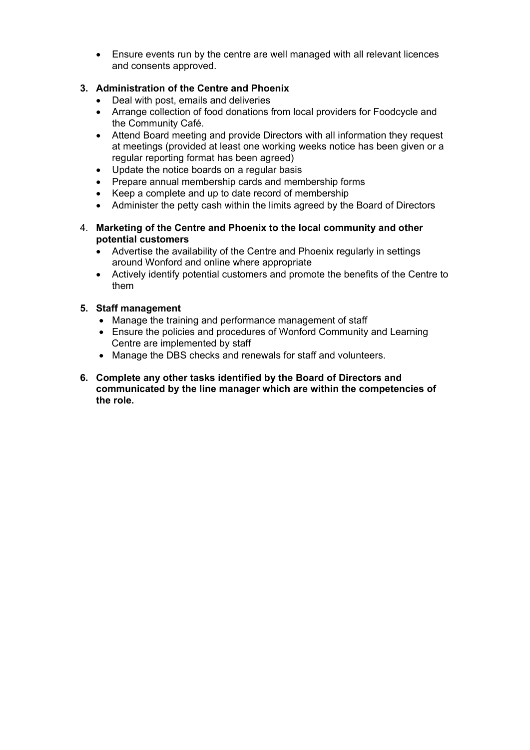- Ensure events run by the centre are well managed with all relevant licences and consents approved.

3. **Administration of the Centre and Phoenix**
    - Deal with post, emails and deliveries
    - Arrange collection of food donations from local providers for Foodcycle and the Community Café.
    - Attend Board meeting and provide Directors with all information they request at meetings (provided at least one working weeks notice has been given or a regular reporting format has been agreed)
    - Update the notice boards on a regular basis
    - Prepare annual membership cards and membership forms
    - Keep a complete and up to date record of membership
    - Administer the petty cash within the limits agreed by the Board of Directors

4. **Marketing of the Centre and Phoenix to the local community and other potential customers**
    - Advertise the availability of the Centre and Phoenix regularly in settings around Wonford and online where appropriate
    - Actively identify potential customers and promote the benefits of the Centre to them

5. **Staff management**
    - Manage the training and performance management of staff
    - Ensure the policies and procedures of Wonford Community and Learning Centre are implemented by staff
    - Manage the DBS checks and renewals for staff and volunteers.

6. **Complete any other tasks identified by the Board of Directors and communicated by the line manager which are within the competencies of the role.**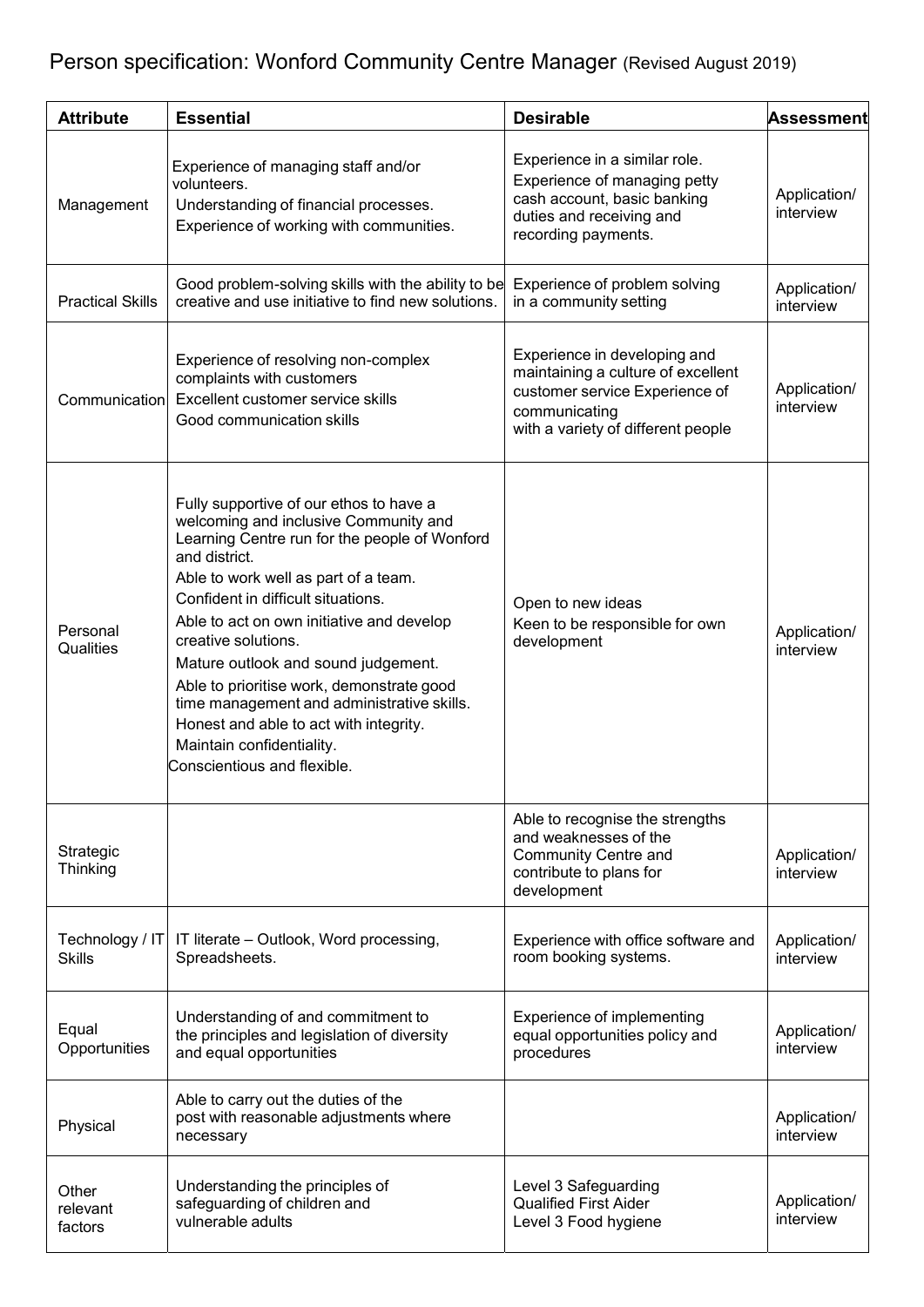# Person specification: Wonford Community Centre Manager (Revised August 2019)

| Attribute | Essential | Desirable | Assessment |
|---|---|---|---|
| Management | Experience of managing staff and/or volunteers.<br>Understanding of financial processes.<br>Experience of working with communities. | Experience in a similar role.<br>Experience of managing petty cash account, basic banking duties and receiving and recording payments. | Application/ interview |
| Practical Skills | Good problem-solving skills with the ability to be creative and use initiative to find new solutions. | Experience of problem solving in a community setting | Application/ interview |
| Communication | Experience of resolving non-complex complaints with customers<br>Excellent customer service skills<br>Good communication skills | Experience in developing and maintaining a culture of excellent customer service Experience of communicating with a variety of different people | Application/ interview |
| Personal Qualities | Fully supportive of our ethos to have a welcoming and inclusive Community and Learning Centre run for the people of Wonford and district.<br>Able to work well as part of a team.<br>Confident in difficult situations.<br>Able to act on own initiative and develop creative solutions.<br>Mature outlook and sound judgement.<br>Able to prioritise work, demonstrate good time management and administrative skills.<br>Honest and able to act with integrity.<br>Maintain confidentiality.<br>Conscientious and flexible. | Open to new ideas<br>Keen to be responsible for own development | Application/ interview |
| Strategic Thinking | | Able to recognise the strengths and weaknesses of the Community Centre and contribute to plans for development | Application/ interview |
| Technology / IT Skills | IT literate – Outlook, Word processing, Spreadsheets. | Experience with office software and room booking systems. | Application/ interview |
| Equal Opportunities | Understanding of and commitment to the principles and legislation of diversity and equal opportunities | Experience of implementing equal opportunities policy and procedures | Application/ interview |
| Physical | Able to carry out the duties of the post with reasonable adjustments where necessary | | Application/ interview |
| Other relevant factors | Understanding the principles of safeguarding of children and vulnerable adults | Level 3 Safeguarding<br>Qualified First Aider<br>Level 3 Food hygiene | Application/ interview |